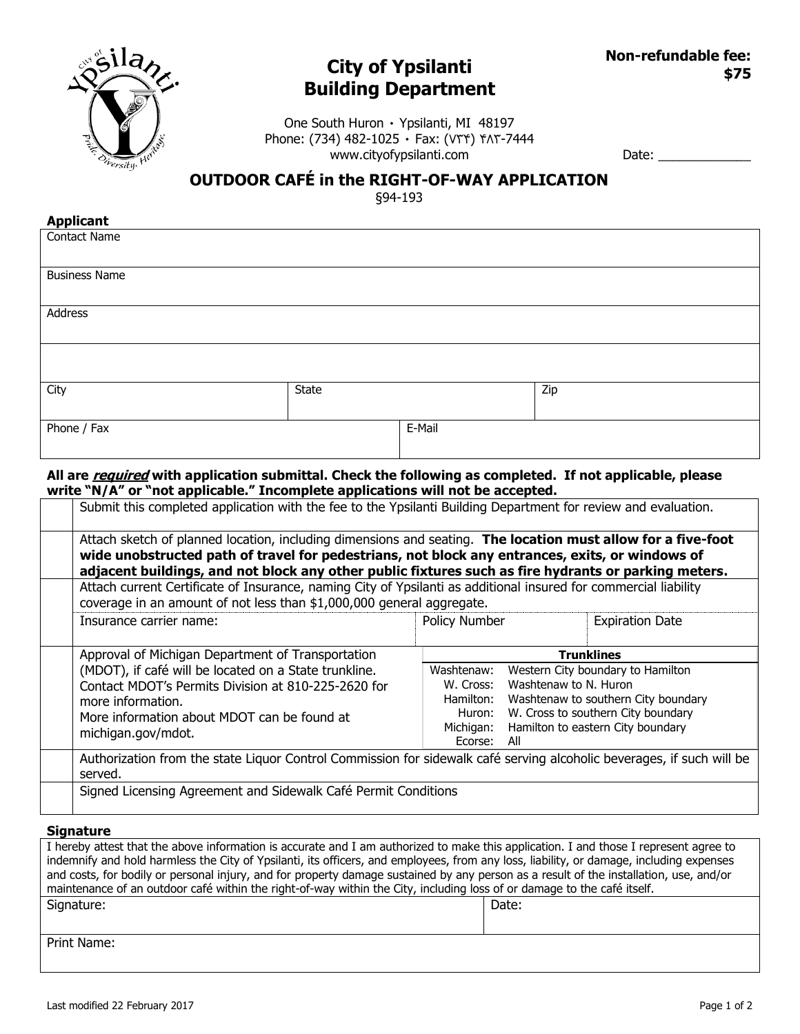# City of Ypsilanti Building Department

**Non-refundable fee: $75**

One South Huron • Ypsilanti, MI 48197
Phone: (734) 482-1025 • Fax: (734) 483-7444
www.cityofypsilanti.com

Date: _____________

## OUTDOOR CAFÉ in the RIGHT-OF-WAY APPLICATION

§94-193

### Applicant

| Contact Name | | |
|---|---|---|
| Business Name | | |
| Address | | |
| | | |
| City | State | Zip |
| Phone / Fax | E-Mail | |

**All are *required* with application submittal. Check the following as completed. If not applicable, please write "N/A" or "not applicable." Incomplete applications will not be accepted.**

| | | | |
|---|---|---|---|
| | Submit this completed application with the fee to the Ypsilanti Building Department for review and evaluation. | | |
| | Attach sketch of planned location, including dimensions and seating. **The location must allow for a five-foot wide unobstructed path of travel for pedestrians, not block any entrances, exits, or windows of adjacent buildings, and not block any other public fixtures such as fire hydrants or parking meters.** | | |
| | Attach current Certificate of Insurance, naming City of Ypsilanti as additional insured for commercial liability coverage in an amount of not less than $1,000,000 general aggregate. | | |
| | Insurance carrier name: | Policy Number | Expiration Date |
| | Approval of Michigan Department of Transportation (MDOT), if café will be located on a State trunkline. Contact MDOT's Permits Division at 810-225-2620 for more information. More information about MDOT can be found at michigan.gov/mdot. | **Trunklines**<br>Washtenaw: Western City boundary to Hamilton<br>W. Cross: Washtenaw to N. Huron<br>Hamilton: Washtenaw to southern City boundary<br>Huron: W. Cross to southern City boundary<br>Michigan: Hamilton to eastern City boundary<br>Ecorse: All | |
| | Authorization from the state Liquor Control Commission for sidewalk café serving alcoholic beverages, if such will be served. | | |
| | Signed Licensing Agreement and Sidewalk Café Permit Conditions | | |

### Signature

I hereby attest that the above information is accurate and I am authorized to make this application. I and those I represent agree to indemnify and hold harmless the City of Ypsilanti, its officers, and employees, from any loss, liability, or damage, including expenses and costs, for bodily or personal injury, and for property damage sustained by any person as a result of the installation, use, and/or maintenance of an outdoor café within the right-of-way within the City, including loss of or damage to the café itself.

| Signature: | Date: |
|---|---|
| Print Name: | |

Last modified 22 February 2017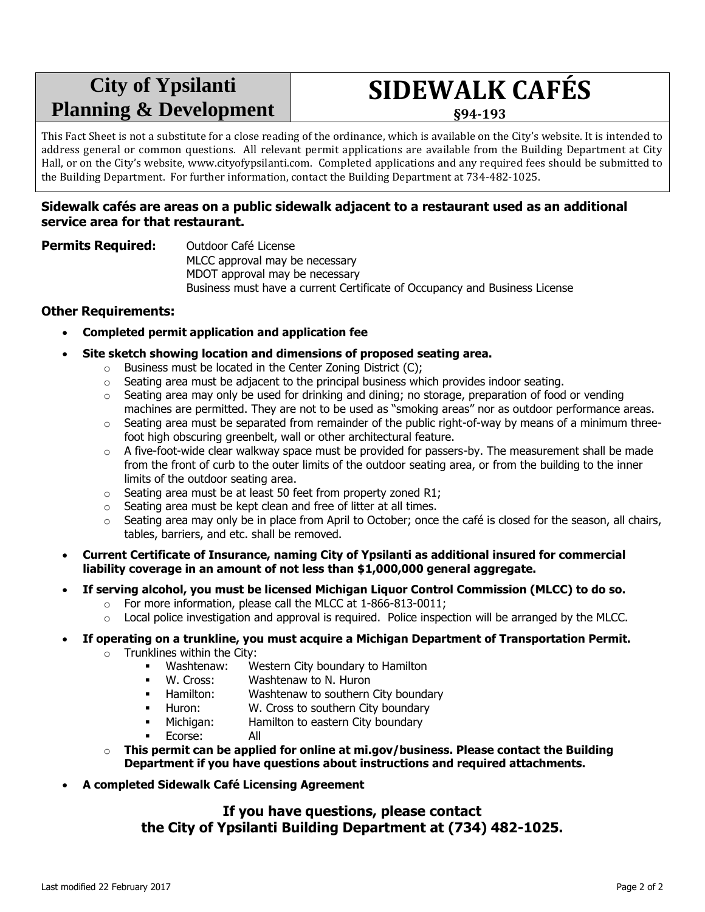# City of Ypsilanti Planning & Development

# SIDEWALK CAFÉS

**§94-193**

This Fact Sheet is not a substitute for a close reading of the ordinance, which is available on the City's website. It is intended to address general or common questions. All relevant permit applications are available from the Building Department at City Hall, or on the City's website, www.cityofypsilanti.com. Completed applications and any required fees should be submitted to the Building Department. For further information, contact the Building Department at 734-482-1025.

**Sidewalk cafés are areas on a public sidewalk adjacent to a restaurant used as an additional service area for that restaurant.**

**Permits Required:**

Outdoor Café License
MLCC approval may be necessary
MDOT approval may be necessary
Business must have a current Certificate of Occupancy and Business License

**Other Requirements:**

- **Completed permit application and application fee**
- **Site sketch showing location and dimensions of proposed seating area.**
    - Business must be located in the Center Zoning District (C);
    - Seating area must be adjacent to the principal business which provides indoor seating.
    - Seating area may only be used for drinking and dining; no storage, preparation of food or vending machines are permitted. They are not to be used as "smoking areas" nor as outdoor performance areas.
    - Seating area must be separated from remainder of the public right-of-way by means of a minimum three-foot high obscuring greenbelt, wall or other architectural feature.
    - A five-foot-wide clear walkway space must be provided for passers-by. The measurement shall be made from the front of curb to the outer limits of the outdoor seating area, or from the building to the inner limits of the outdoor seating area.
    - Seating area must be at least 50 feet from property zoned R1;
    - Seating area must be kept clean and free of litter at all times.
    - Seating area may only be in place from April to October; once the café is closed for the season, all chairs, tables, barriers, and etc. shall be removed.
- **Current Certificate of Insurance, naming City of Ypsilanti as additional insured for commercial liability coverage in an amount of not less than $1,000,000 general aggregate.**
- **If serving alcohol, you must be licensed Michigan Liquor Control Commission (MLCC) to do so.**
    - For more information, please call the MLCC at 1-866-813-0011;
    - Local police investigation and approval is required. Police inspection will be arranged by the MLCC.
- **If operating on a trunkline, you must acquire a Michigan Department of Transportation Permit.**
    - Trunklines within the City:
        - Washtenaw: Western City boundary to Hamilton
        - W. Cross: Washtenaw to N. Huron
        - Hamilton: Washtenaw to southern City boundary
        - Huron: W. Cross to southern City boundary
        - Michigan: Hamilton to eastern City boundary
        - Ecorse: All
    - **This permit can be applied for online at mi.gov/business. Please contact the Building Department if you have questions about instructions and required attachments.**
- **A completed Sidewalk Café Licensing Agreement**

**If you have questions, please contact the City of Ypsilanti Building Department at (734) 482-1025.**

Last modified 22 February 2017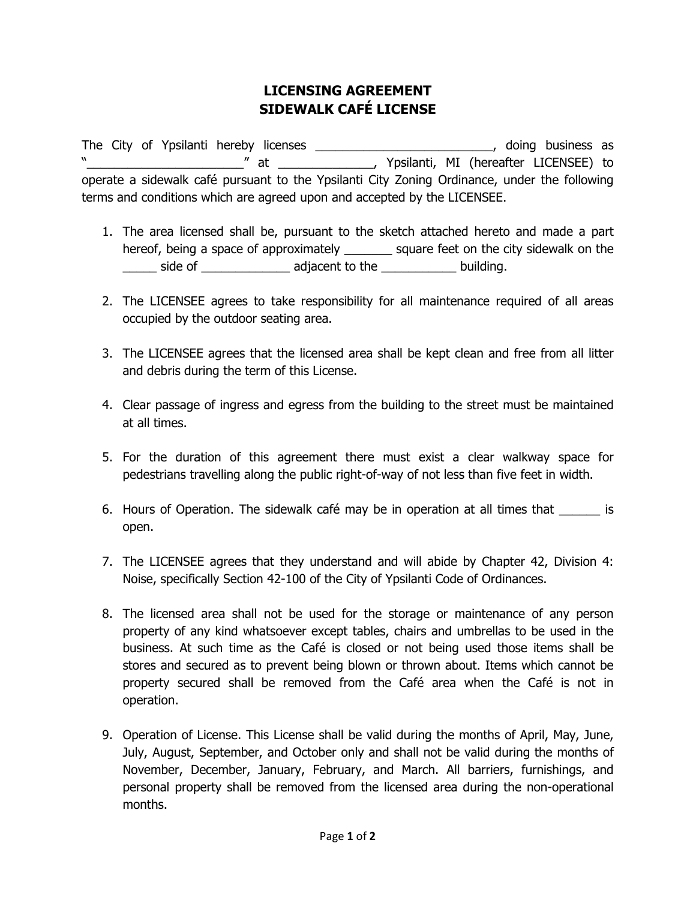# LICENSING AGREEMENT
# SIDEWALK CAFÉ LICENSE

The City of Ypsilanti hereby licenses __________________________, doing business as "_______________________" at ______________, Ypsilanti, MI (hereafter LICENSEE) to operate a sidewalk café pursuant to the Ypsilanti City Zoning Ordinance, under the following terms and conditions which are agreed upon and accepted by the LICENSEE.

1. The area licensed shall be, pursuant to the sketch attached hereto and made a part hereof, being a space of approximately _______ square feet on the city sidewalk on the _____ side of _____________ adjacent to the ___________ building.

2. The LICENSEE agrees to take responsibility for all maintenance required of all areas occupied by the outdoor seating area.

3. The LICENSEE agrees that the licensed area shall be kept clean and free from all litter and debris during the term of this License.

4. Clear passage of ingress and egress from the building to the street must be maintained at all times.

5. For the duration of this agreement there must exist a clear walkway space for pedestrians travelling along the public right-of-way of not less than five feet in width.

6. Hours of Operation. The sidewalk café may be in operation at all times that ______ is open.

7. The LICENSEE agrees that they understand and will abide by Chapter 42, Division 4: Noise, specifically Section 42-100 of the City of Ypsilanti Code of Ordinances.

8. The licensed area shall not be used for the storage or maintenance of any person property of any kind whatsoever except tables, chairs and umbrellas to be used in the business. At such time as the Café is closed or not being used those items shall be stores and secured as to prevent being blown or thrown about. Items which cannot be property secured shall be removed from the Café area when the Café is not in operation.

9. Operation of License. This License shall be valid during the months of April, May, June, July, August, September, and October only and shall not be valid during the months of November, December, January, February, and March. All barriers, furnishings, and personal property shall be removed from the licensed area during the non-operational months.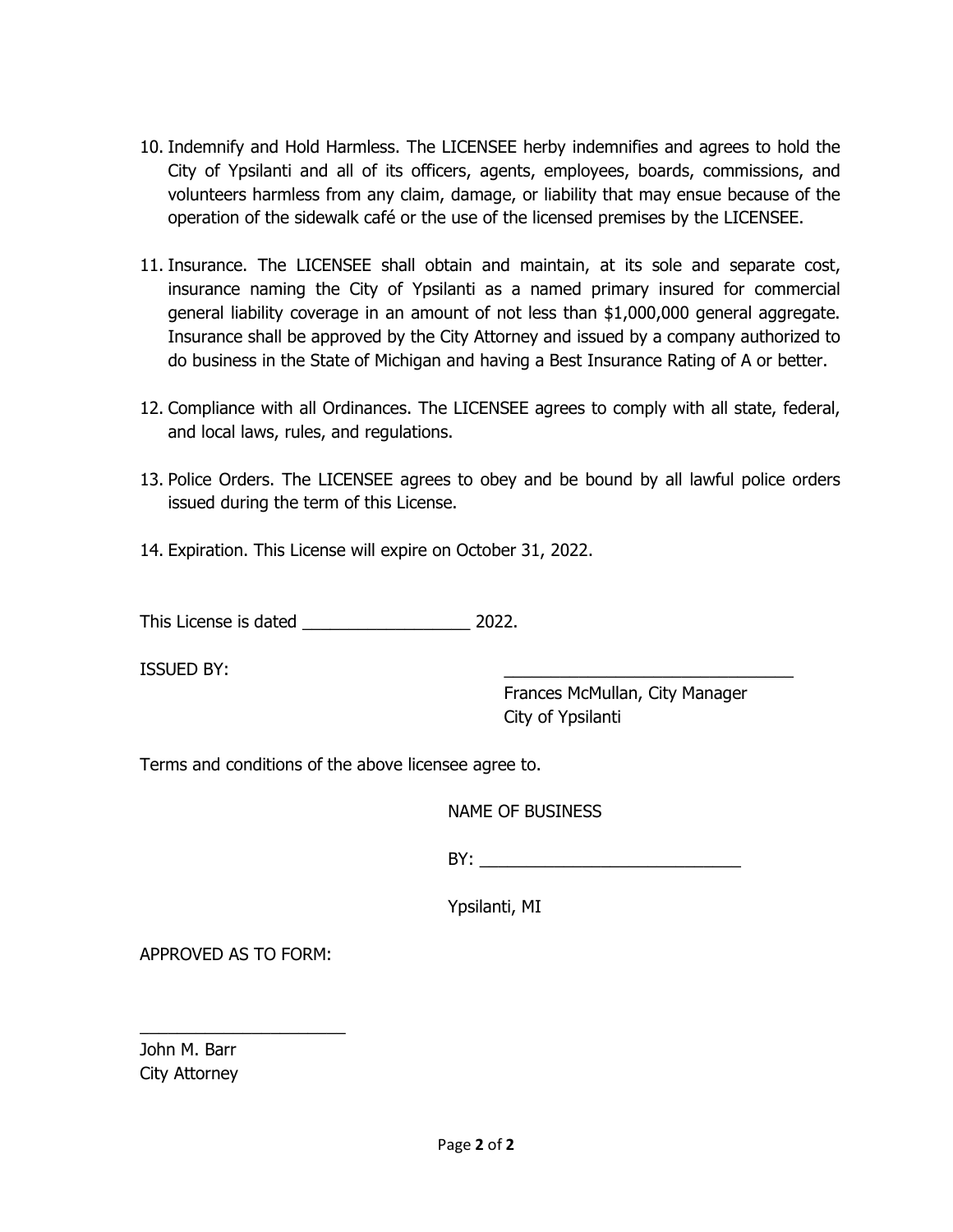10. Indemnify and Hold Harmless. The LICENSEE herby indemnifies and agrees to hold the City of Ypsilanti and all of its officers, agents, employees, boards, commissions, and volunteers harmless from any claim, damage, or liability that may ensue because of the operation of the sidewalk café or the use of the licensed premises by the LICENSEE.

11. Insurance. The LICENSEE shall obtain and maintain, at its sole and separate cost, insurance naming the City of Ypsilanti as a named primary insured for commercial general liability coverage in an amount of not less than $1,000,000 general aggregate. Insurance shall be approved by the City Attorney and issued by a company authorized to do business in the State of Michigan and having a Best Insurance Rating of A or better.

12. Compliance with all Ordinances. The LICENSEE agrees to comply with all state, federal, and local laws, rules, and regulations.

13. Police Orders. The LICENSEE agrees to obey and be bound by all lawful police orders issued during the term of this License.

14. Expiration. This License will expire on October 31, 2022.

This License is dated __________________ 2022.

ISSUED BY: ________________________________

Frances McMullan, City Manager
City of Ypsilanti

Terms and conditions of the above licensee agree to.

NAME OF BUSINESS

BY: ____________________________

Ypsilanti, MI

APPROVED AS TO FORM:

______________________

John M. Barr
City Attorney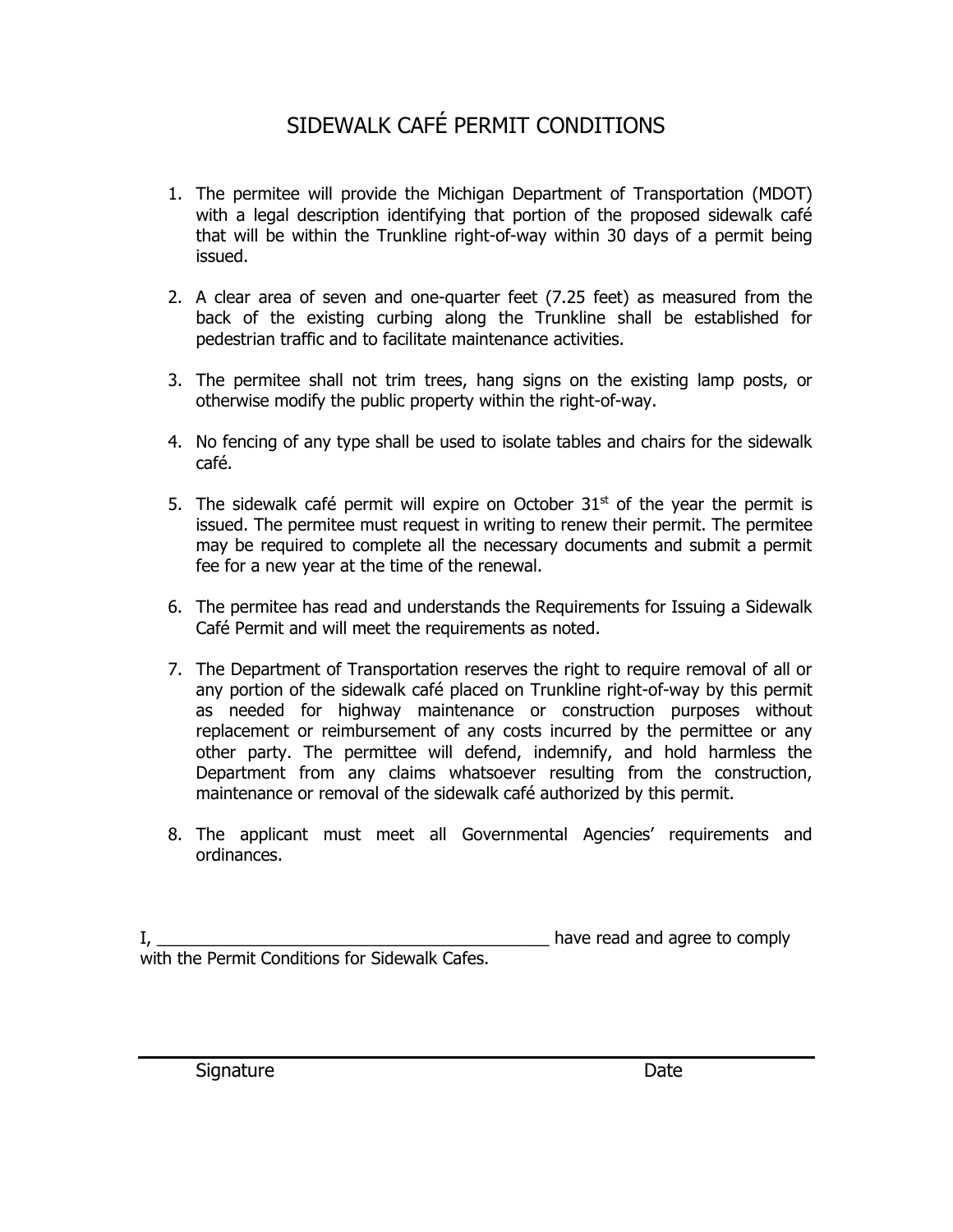# SIDEWALK CAFÉ PERMIT CONDITIONS

1. The permitee will provide the Michigan Department of Transportation (MDOT) with a legal description identifying that portion of the proposed sidewalk café that will be within the Trunkline right-of-way within 30 days of a permit being issued.

2. A clear area of seven and one-quarter feet (7.25 feet) as measured from the back of the existing curbing along the Trunkline shall be established for pedestrian traffic and to facilitate maintenance activities.

3. The permitee shall not trim trees, hang signs on the existing lamp posts, or otherwise modify the public property within the right-of-way.

4. No fencing of any type shall be used to isolate tables and chairs for the sidewalk café.

5. The sidewalk café permit will expire on October 31st of the year the permit is issued. The permitee must request in writing to renew their permit. The permitee may be required to complete all the necessary documents and submit a permit fee for a new year at the time of the renewal.

6. The permitee has read and understands the Requirements for Issuing a Sidewalk Café Permit and will meet the requirements as noted.

7. The Department of Transportation reserves the right to require removal of all or any portion of the sidewalk café placed on Trunkline right-of-way by this permit as needed for highway maintenance or construction purposes without replacement or reimbursement of any costs incurred by the permittee or any other party. The permittee will defend, indemnify, and hold harmless the Department from any claims whatsoever resulting from the construction, maintenance or removal of the sidewalk café authorized by this permit.

8. The applicant must meet all Governmental Agencies' requirements and ordinances.

I, ___________________________________________ have read and agree to comply with the Permit Conditions for Sidewalk Cafes.

_______________________________________________________________

Signature                                                            Date